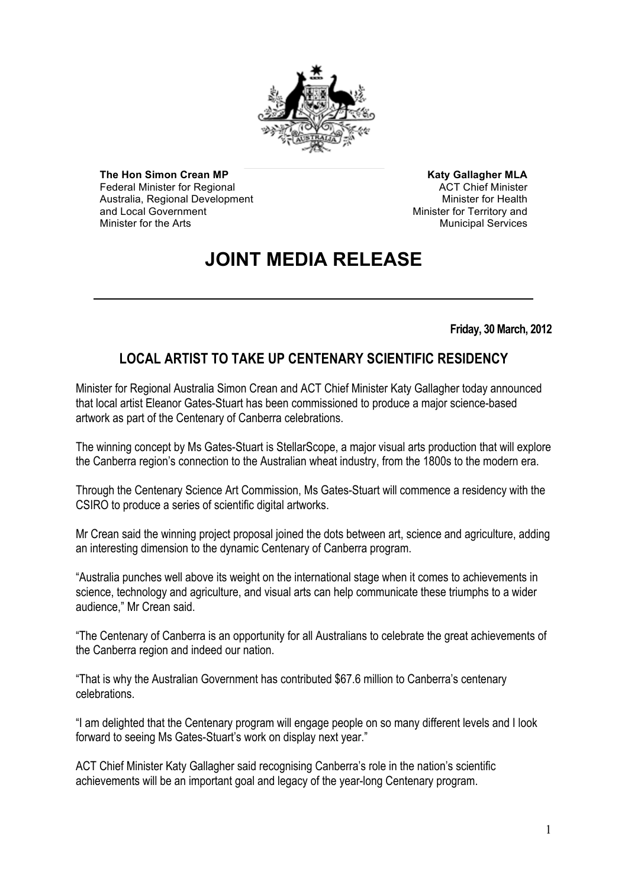**The Hon Simon Crean MP**
Federal Minister for Regional Australia, Regional Development and Local Government
Minister for the Arts

**Katy Gallagher MLA**
ACT Chief Minister
Minister for Health
Minister for Territory and Municipal Services

# JOINT MEDIA RELEASE

**Friday, 30 March, 2012**

## LOCAL ARTIST TO TAKE UP CENTENARY SCIENTIFIC RESIDENCY

Minister for Regional Australia Simon Crean and ACT Chief Minister Katy Gallagher today announced that local artist Eleanor Gates-Stuart has been commissioned to produce a major science-based artwork as part of the Centenary of Canberra celebrations.

The winning concept by Ms Gates-Stuart is StellarScope, a major visual arts production that will explore the Canberra region's connection to the Australian wheat industry, from the 1800s to the modern era.

Through the Centenary Science Art Commission, Ms Gates-Stuart will commence a residency with the CSIRO to produce a series of scientific digital artworks.

Mr Crean said the winning project proposal joined the dots between art, science and agriculture, adding an interesting dimension to the dynamic Centenary of Canberra program.

"Australia punches well above its weight on the international stage when it comes to achievements in science, technology and agriculture, and visual arts can help communicate these triumphs to a wider audience," Mr Crean said.

"The Centenary of Canberra is an opportunity for all Australians to celebrate the great achievements of the Canberra region and indeed our nation.

"That is why the Australian Government has contributed $67.6 million to Canberra's centenary celebrations.

"I am delighted that the Centenary program will engage people on so many different levels and I look forward to seeing Ms Gates-Stuart's work on display next year."

ACT Chief Minister Katy Gallagher said recognising Canberra's role in the nation's scientific achievements will be an important goal and legacy of the year-long Centenary program.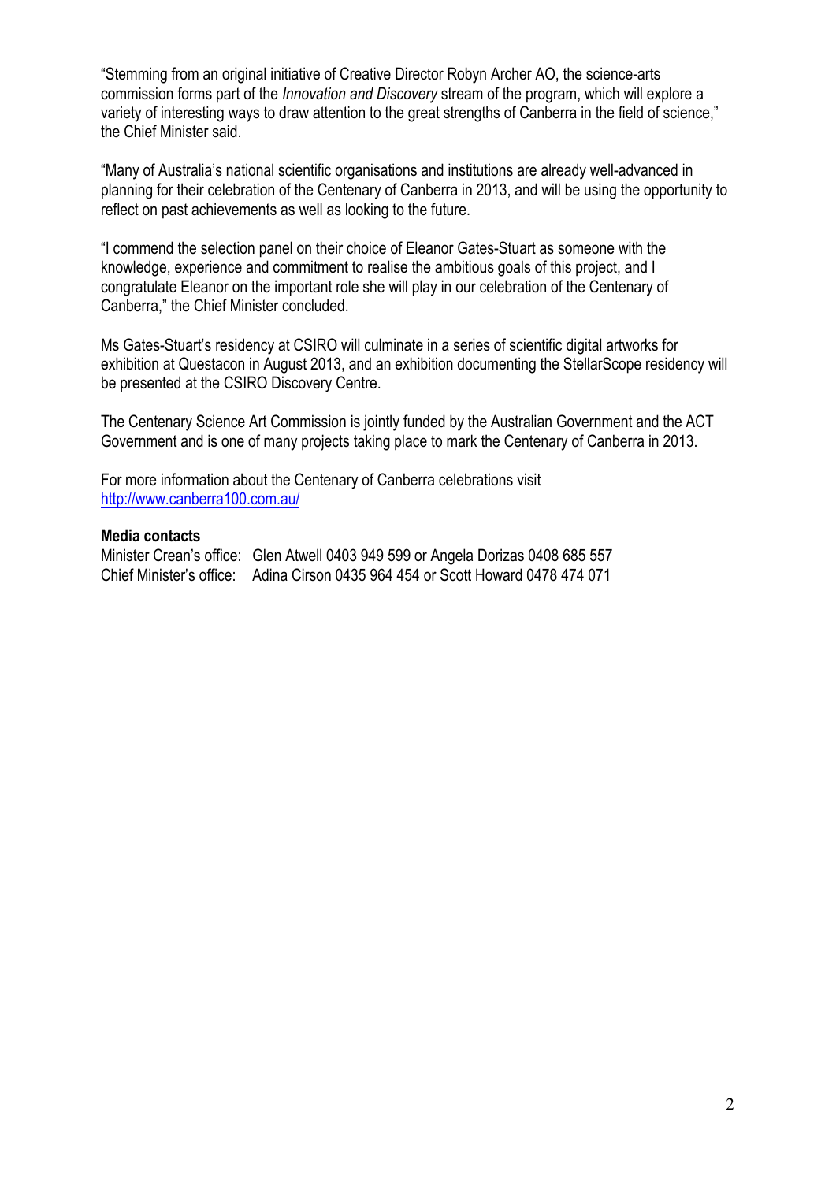"Stemming from an original initiative of Creative Director Robyn Archer AO, the science-arts commission forms part of the *Innovation and Discovery* stream of the program, which will explore a variety of interesting ways to draw attention to the great strengths of Canberra in the field of science," the Chief Minister said.

"Many of Australia's national scientific organisations and institutions are already well-advanced in planning for their celebration of the Centenary of Canberra in 2013, and will be using the opportunity to reflect on past achievements as well as looking to the future.

"I commend the selection panel on their choice of Eleanor Gates-Stuart as someone with the knowledge, experience and commitment to realise the ambitious goals of this project, and I congratulate Eleanor on the important role she will play in our celebration of the Centenary of Canberra," the Chief Minister concluded.

Ms Gates-Stuart's residency at CSIRO will culminate in a series of scientific digital artworks for exhibition at Questacon in August 2013, and an exhibition documenting the StellarScope residency will be presented at the CSIRO Discovery Centre.

The Centenary Science Art Commission is jointly funded by the Australian Government and the ACT Government and is one of many projects taking place to mark the Centenary of Canberra in 2013.

For more information about the Centenary of Canberra celebrations visit
http://www.canberra100.com.au/

**Media contacts**

Minister Crean's office: Glen Atwell 0403 949 599 or Angela Dorizas 0408 685 557
Chief Minister's office: Adina Cirson 0435 964 454 or Scott Howard 0478 474 071